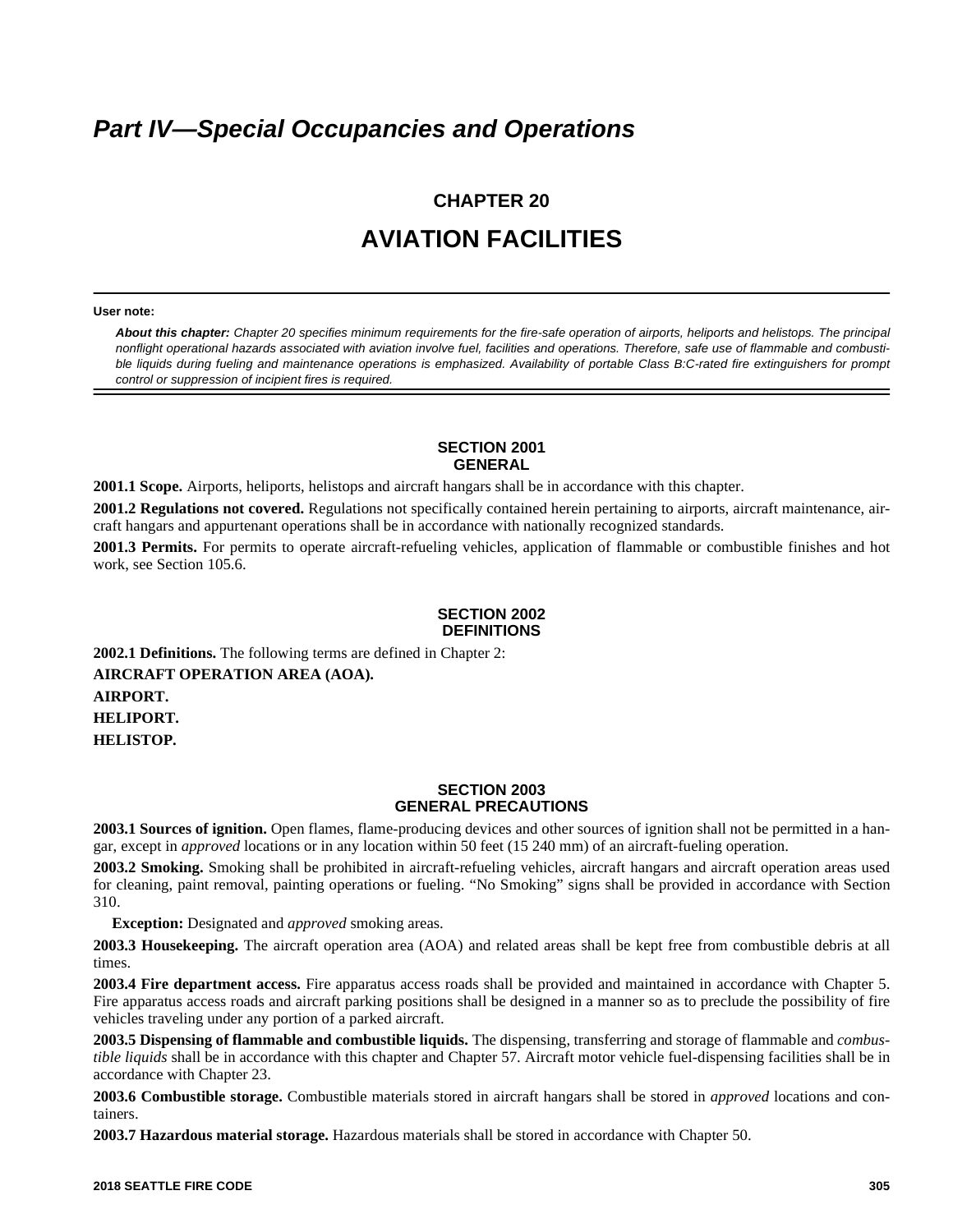# *Part IV—Special Occupancies and Operations*

## CHAPTER 20

# AVIATION FACILITIES

**User note:**

***About this chapter:*** *Chapter 20 specifies minimum requirements for the fire-safe operation of airports, heliports and helistops. The principal nonflight operational hazards associated with aviation involve fuel, facilities and operations. Therefore, safe use of flammable and combustible liquids during fueling and maintenance operations is emphasized. Availability of portable Class B:C-rated fire extinguishers for prompt control or suppression of incipient fires is required.*

### SECTION 2001
### GENERAL

**2001.1 Scope.** Airports, heliports, helistops and aircraft hangars shall be in accordance with this chapter.

**2001.2 Regulations not covered.** Regulations not specifically contained herein pertaining to airports, aircraft maintenance, aircraft hangars and appurtenant operations shall be in accordance with nationally recognized standards.

**2001.3 Permits.** For permits to operate aircraft-refueling vehicles, application of flammable or combustible finishes and hot work, see Section 105.6.

### SECTION 2002
### DEFINITIONS

**2002.1 Definitions.** The following terms are defined in Chapter 2:

**AIRCRAFT OPERATION AREA (AOA).**

**AIRPORT.**

**HELIPORT.**

**HELISTOP.**

### SECTION 2003
### GENERAL PRECAUTIONS

**2003.1 Sources of ignition.** Open flames, flame-producing devices and other sources of ignition shall not be permitted in a hangar, except in *approved* locations or in any location within 50 feet (15 240 mm) of an aircraft-fueling operation.

**2003.2 Smoking.** Smoking shall be prohibited in aircraft-refueling vehicles, aircraft hangars and aircraft operation areas used for cleaning, paint removal, painting operations or fueling. "No Smoking" signs shall be provided in accordance with Section 310.

**Exception:** Designated and *approved* smoking areas.

**2003.3 Housekeeping.** The aircraft operation area (AOA) and related areas shall be kept free from combustible debris at all times.

**2003.4 Fire department access.** Fire apparatus access roads shall be provided and maintained in accordance with Chapter 5. Fire apparatus access roads and aircraft parking positions shall be designed in a manner so as to preclude the possibility of fire vehicles traveling under any portion of a parked aircraft.

**2003.5 Dispensing of flammable and combustible liquids.** The dispensing, transferring and storage of flammable and *combustible liquids* shall be in accordance with this chapter and Chapter 57. Aircraft motor vehicle fuel-dispensing facilities shall be in accordance with Chapter 23.

**2003.6 Combustible storage.** Combustible materials stored in aircraft hangars shall be stored in *approved* locations and containers.

**2003.7 Hazardous material storage.** Hazardous materials shall be stored in accordance with Chapter 50.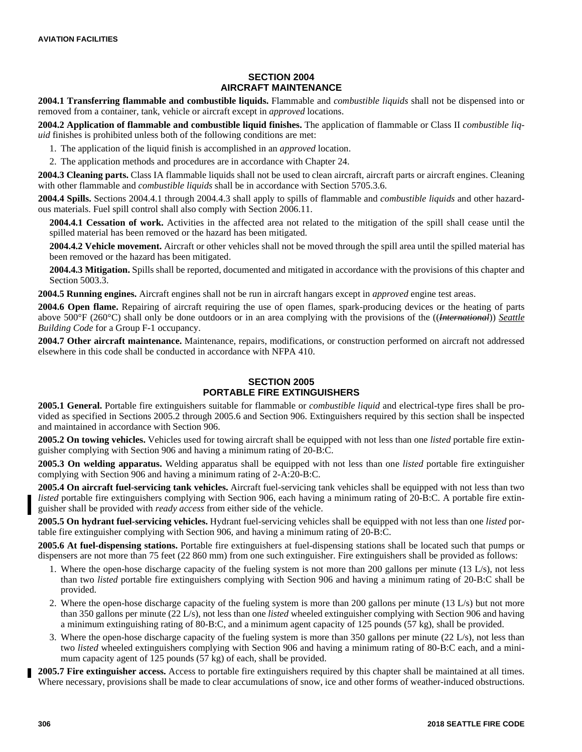## SECTION 2004
## AIRCRAFT MAINTENANCE

**2004.1 Transferring flammable and combustible liquids.** Flammable and *combustible liquids* shall not be dispensed into or removed from a container, tank, vehicle or aircraft except in *approved* locations.

**2004.2 Application of flammable and combustible liquid finishes.** The application of flammable or Class II *combustible liquid* finishes is prohibited unless both of the following conditions are met:

1. The application of the liquid finish is accomplished in an *approved* location.
2. The application methods and procedures are in accordance with Chapter 24.

**2004.3 Cleaning parts.** Class IA flammable liquids shall not be used to clean aircraft, aircraft parts or aircraft engines. Cleaning with other flammable and *combustible liquids* shall be in accordance with Section 5705.3.6.

**2004.4 Spills.** Sections 2004.4.1 through 2004.4.3 shall apply to spills of flammable and *combustible liquids* and other hazardous materials. Fuel spill control shall also comply with Section 2006.11.

**2004.4.1 Cessation of work.** Activities in the affected area not related to the mitigation of the spill shall cease until the spilled material has been removed or the hazard has been mitigated.

**2004.4.2 Vehicle movement.** Aircraft or other vehicles shall not be moved through the spill area until the spilled material has been removed or the hazard has been mitigated.

**2004.4.3 Mitigation.** Spills shall be reported, documented and mitigated in accordance with the provisions of this chapter and Section 5003.3.

**2004.5 Running engines.** Aircraft engines shall not be run in aircraft hangars except in *approved* engine test areas.

**2004.6 Open flame.** Repairing of aircraft requiring the use of open flames, spark-producing devices or the heating of parts above 500°F (260°C) shall only be done outdoors or in an area complying with the provisions of the ((~~*International*~~)) <u>*Seattle*</u> *Building Code* for a Group F-1 occupancy.

**2004.7 Other aircraft maintenance.** Maintenance, repairs, modifications, or construction performed on aircraft not addressed elsewhere in this code shall be conducted in accordance with NFPA 410.

## SECTION 2005
## PORTABLE FIRE EXTINGUISHERS

**2005.1 General.** Portable fire extinguishers suitable for flammable or *combustible liquid* and electrical-type fires shall be provided as specified in Sections 2005.2 through 2005.6 and Section 906. Extinguishers required by this section shall be inspected and maintained in accordance with Section 906.

**2005.2 On towing vehicles.** Vehicles used for towing aircraft shall be equipped with not less than one *listed* portable fire extinguisher complying with Section 906 and having a minimum rating of 20-B:C.

**2005.3 On welding apparatus.** Welding apparatus shall be equipped with not less than one *listed* portable fire extinguisher complying with Section 906 and having a minimum rating of 2-A:20-B:C.

**2005.4 On aircraft fuel-servicing tank vehicles.** Aircraft fuel-servicing tank vehicles shall be equipped with not less than two *listed* portable fire extinguishers complying with Section 906, each having a minimum rating of 20-B:C. A portable fire extinguisher shall be provided with *ready access* from either side of the vehicle.

**2005.5 On hydrant fuel-servicing vehicles.** Hydrant fuel-servicing vehicles shall be equipped with not less than one *listed* portable fire extinguisher complying with Section 906, and having a minimum rating of 20-B:C.

**2005.6 At fuel-dispensing stations.** Portable fire extinguishers at fuel-dispensing stations shall be located such that pumps or dispensers are not more than 75 feet (22 860 mm) from one such extinguisher. Fire extinguishers shall be provided as follows:

1. Where the open-hose discharge capacity of the fueling system is not more than 200 gallons per minute (13 L/s), not less than two *listed* portable fire extinguishers complying with Section 906 and having a minimum rating of 20-B:C shall be provided.
2. Where the open-hose discharge capacity of the fueling system is more than 200 gallons per minute (13 L/s) but not more than 350 gallons per minute (22 L/s), not less than one *listed* wheeled extinguisher complying with Section 906 and having a minimum extinguishing rating of 80-B:C, and a minimum agent capacity of 125 pounds (57 kg), shall be provided.
3. Where the open-hose discharge capacity of the fueling system is more than 350 gallons per minute (22 L/s), not less than two *listed* wheeled extinguishers complying with Section 906 and having a minimum rating of 80-B:C each, and a minimum capacity agent of 125 pounds (57 kg) of each, shall be provided.

**2005.7 Fire extinguisher access.** Access to portable fire extinguishers required by this chapter shall be maintained at all times. Where necessary, provisions shall be made to clear accumulations of snow, ice and other forms of weather-induced obstructions.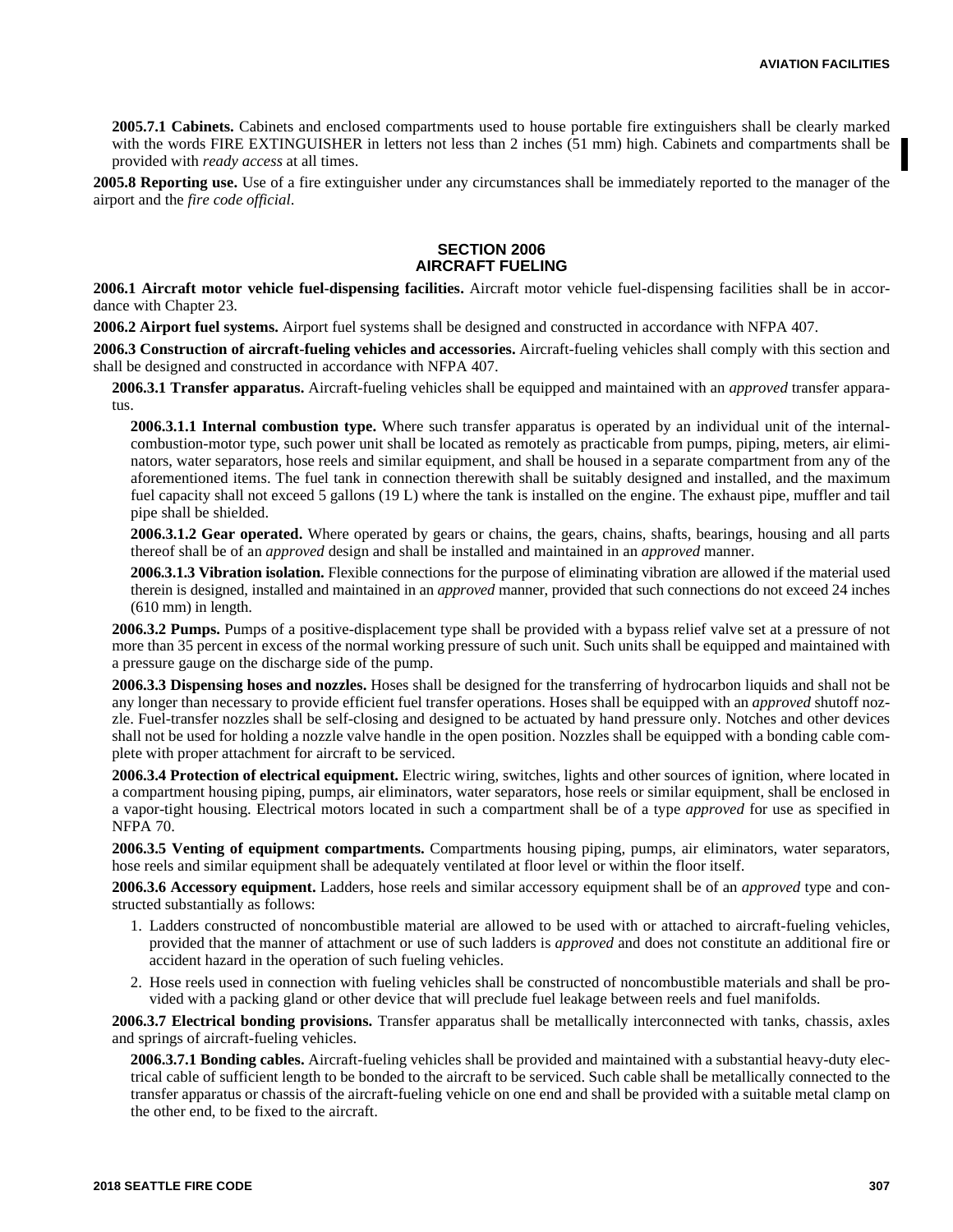**2005.7.1 Cabinets.** Cabinets and enclosed compartments used to house portable fire extinguishers shall be clearly marked with the words FIRE EXTINGUISHER in letters not less than 2 inches (51 mm) high. Cabinets and compartments shall be provided with *ready access* at all times.

**2005.8 Reporting use.** Use of a fire extinguisher under any circumstances shall be immediately reported to the manager of the airport and the *fire code official*.

## SECTION 2006
## AIRCRAFT FUELING

**2006.1 Aircraft motor vehicle fuel-dispensing facilities.** Aircraft motor vehicle fuel-dispensing facilities shall be in accordance with Chapter 23.

**2006.2 Airport fuel systems.** Airport fuel systems shall be designed and constructed in accordance with NFPA 407.

**2006.3 Construction of aircraft-fueling vehicles and accessories.** Aircraft-fueling vehicles shall comply with this section and shall be designed and constructed in accordance with NFPA 407.

**2006.3.1 Transfer apparatus.** Aircraft-fueling vehicles shall be equipped and maintained with an *approved* transfer apparatus.

**2006.3.1.1 Internal combustion type.** Where such transfer apparatus is operated by an individual unit of the internal-combustion-motor type, such power unit shall be located as remotely as practicable from pumps, piping, meters, air eliminators, water separators, hose reels and similar equipment, and shall be housed in a separate compartment from any of the aforementioned items. The fuel tank in connection therewith shall be suitably designed and installed, and the maximum fuel capacity shall not exceed 5 gallons (19 L) where the tank is installed on the engine. The exhaust pipe, muffler and tail pipe shall be shielded.

**2006.3.1.2 Gear operated.** Where operated by gears or chains, the gears, chains, shafts, bearings, housing and all parts thereof shall be of an *approved* design and shall be installed and maintained in an *approved* manner.

**2006.3.1.3 Vibration isolation.** Flexible connections for the purpose of eliminating vibration are allowed if the material used therein is designed, installed and maintained in an *approved* manner, provided that such connections do not exceed 24 inches (610 mm) in length.

**2006.3.2 Pumps.** Pumps of a positive-displacement type shall be provided with a bypass relief valve set at a pressure of not more than 35 percent in excess of the normal working pressure of such unit. Such units shall be equipped and maintained with a pressure gauge on the discharge side of the pump.

**2006.3.3 Dispensing hoses and nozzles.** Hoses shall be designed for the transferring of hydrocarbon liquids and shall not be any longer than necessary to provide efficient fuel transfer operations. Hoses shall be equipped with an *approved* shutoff nozzle. Fuel-transfer nozzles shall be self-closing and designed to be actuated by hand pressure only. Notches and other devices shall not be used for holding a nozzle valve handle in the open position. Nozzles shall be equipped with a bonding cable complete with proper attachment for aircraft to be serviced.

**2006.3.4 Protection of electrical equipment.** Electric wiring, switches, lights and other sources of ignition, where located in a compartment housing piping, pumps, air eliminators, water separators, hose reels or similar equipment, shall be enclosed in a vapor-tight housing. Electrical motors located in such a compartment shall be of a type *approved* for use as specified in NFPA 70.

**2006.3.5 Venting of equipment compartments.** Compartments housing piping, pumps, air eliminators, water separators, hose reels and similar equipment shall be adequately ventilated at floor level or within the floor itself.

**2006.3.6 Accessory equipment.** Ladders, hose reels and similar accessory equipment shall be of an *approved* type and constructed substantially as follows:

1. Ladders constructed of noncombustible material are allowed to be used with or attached to aircraft-fueling vehicles, provided that the manner of attachment or use of such ladders is *approved* and does not constitute an additional fire or accident hazard in the operation of such fueling vehicles.
2. Hose reels used in connection with fueling vehicles shall be constructed of noncombustible materials and shall be provided with a packing gland or other device that will preclude fuel leakage between reels and fuel manifolds.

**2006.3.7 Electrical bonding provisions.** Transfer apparatus shall be metallically interconnected with tanks, chassis, axles and springs of aircraft-fueling vehicles.

**2006.3.7.1 Bonding cables.** Aircraft-fueling vehicles shall be provided and maintained with a substantial heavy-duty electrical cable of sufficient length to be bonded to the aircraft to be serviced. Such cable shall be metallically connected to the transfer apparatus or chassis of the aircraft-fueling vehicle on one end and shall be provided with a suitable metal clamp on the other end, to be fixed to the aircraft.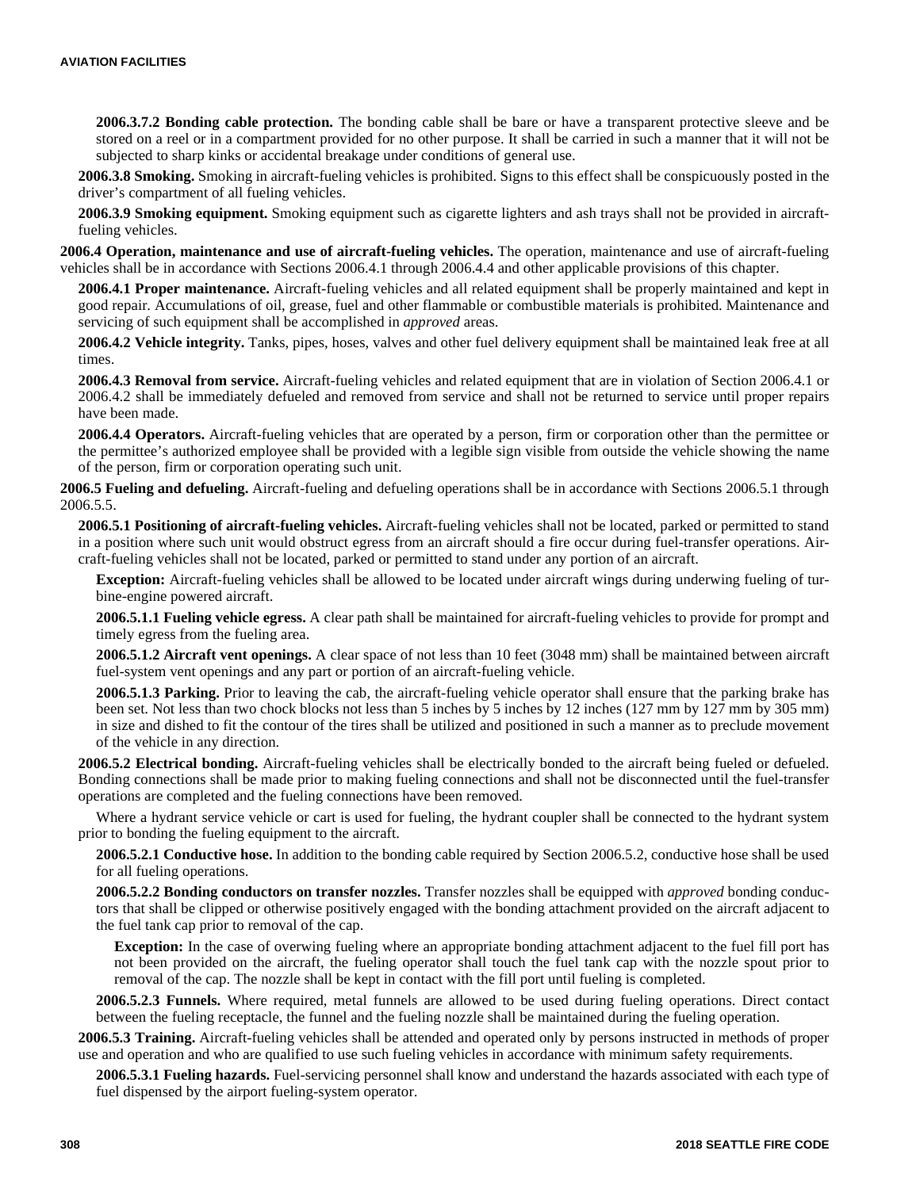**2006.3.7.2 Bonding cable protection.** The bonding cable shall be bare or have a transparent protective sleeve and be stored on a reel or in a compartment provided for no other purpose. It shall be carried in such a manner that it will not be subjected to sharp kinks or accidental breakage under conditions of general use.

**2006.3.8 Smoking.** Smoking in aircraft-fueling vehicles is prohibited. Signs to this effect shall be conspicuously posted in the driver's compartment of all fueling vehicles.

**2006.3.9 Smoking equipment.** Smoking equipment such as cigarette lighters and ash trays shall not be provided in aircraft-fueling vehicles.

**2006.4 Operation, maintenance and use of aircraft-fueling vehicles.** The operation, maintenance and use of aircraft-fueling vehicles shall be in accordance with Sections 2006.4.1 through 2006.4.4 and other applicable provisions of this chapter.

**2006.4.1 Proper maintenance.** Aircraft-fueling vehicles and all related equipment shall be properly maintained and kept in good repair. Accumulations of oil, grease, fuel and other flammable or combustible materials is prohibited. Maintenance and servicing of such equipment shall be accomplished in *approved* areas.

**2006.4.2 Vehicle integrity.** Tanks, pipes, hoses, valves and other fuel delivery equipment shall be maintained leak free at all times.

**2006.4.3 Removal from service.** Aircraft-fueling vehicles and related equipment that are in violation of Section 2006.4.1 or 2006.4.2 shall be immediately defueled and removed from service and shall not be returned to service until proper repairs have been made.

**2006.4.4 Operators.** Aircraft-fueling vehicles that are operated by a person, firm or corporation other than the permittee or the permittee's authorized employee shall be provided with a legible sign visible from outside the vehicle showing the name of the person, firm or corporation operating such unit.

**2006.5 Fueling and defueling.** Aircraft-fueling and defueling operations shall be in accordance with Sections 2006.5.1 through 2006.5.5.

**2006.5.1 Positioning of aircraft-fueling vehicles.** Aircraft-fueling vehicles shall not be located, parked or permitted to stand in a position where such unit would obstruct egress from an aircraft should a fire occur during fuel-transfer operations. Aircraft-fueling vehicles shall not be located, parked or permitted to stand under any portion of an aircraft.

**Exception:** Aircraft-fueling vehicles shall be allowed to be located under aircraft wings during underwing fueling of turbine-engine powered aircraft.

**2006.5.1.1 Fueling vehicle egress.** A clear path shall be maintained for aircraft-fueling vehicles to provide for prompt and timely egress from the fueling area.

**2006.5.1.2 Aircraft vent openings.** A clear space of not less than 10 feet (3048 mm) shall be maintained between aircraft fuel-system vent openings and any part or portion of an aircraft-fueling vehicle.

**2006.5.1.3 Parking.** Prior to leaving the cab, the aircraft-fueling vehicle operator shall ensure that the parking brake has been set. Not less than two chock blocks not less than 5 inches by 5 inches by 12 inches (127 mm by 127 mm by 305 mm) in size and dished to fit the contour of the tires shall be utilized and positioned in such a manner as to preclude movement of the vehicle in any direction.

**2006.5.2 Electrical bonding.** Aircraft-fueling vehicles shall be electrically bonded to the aircraft being fueled or defueled. Bonding connections shall be made prior to making fueling connections and shall not be disconnected until the fuel-transfer operations are completed and the fueling connections have been removed.

Where a hydrant service vehicle or cart is used for fueling, the hydrant coupler shall be connected to the hydrant system prior to bonding the fueling equipment to the aircraft.

**2006.5.2.1 Conductive hose.** In addition to the bonding cable required by Section 2006.5.2, conductive hose shall be used for all fueling operations.

**2006.5.2.2 Bonding conductors on transfer nozzles.** Transfer nozzles shall be equipped with *approved* bonding conductors that shall be clipped or otherwise positively engaged with the bonding attachment provided on the aircraft adjacent to the fuel tank cap prior to removal of the cap.

**Exception:** In the case of overwing fueling where an appropriate bonding attachment adjacent to the fuel fill port has not been provided on the aircraft, the fueling operator shall touch the fuel tank cap with the nozzle spout prior to removal of the cap. The nozzle shall be kept in contact with the fill port until fueling is completed.

**2006.5.2.3 Funnels.** Where required, metal funnels are allowed to be used during fueling operations. Direct contact between the fueling receptacle, the funnel and the fueling nozzle shall be maintained during the fueling operation.

**2006.5.3 Training.** Aircraft-fueling vehicles shall be attended and operated only by persons instructed in methods of proper use and operation and who are qualified to use such fueling vehicles in accordance with minimum safety requirements.

**2006.5.3.1 Fueling hazards.** Fuel-servicing personnel shall know and understand the hazards associated with each type of fuel dispensed by the airport fueling-system operator.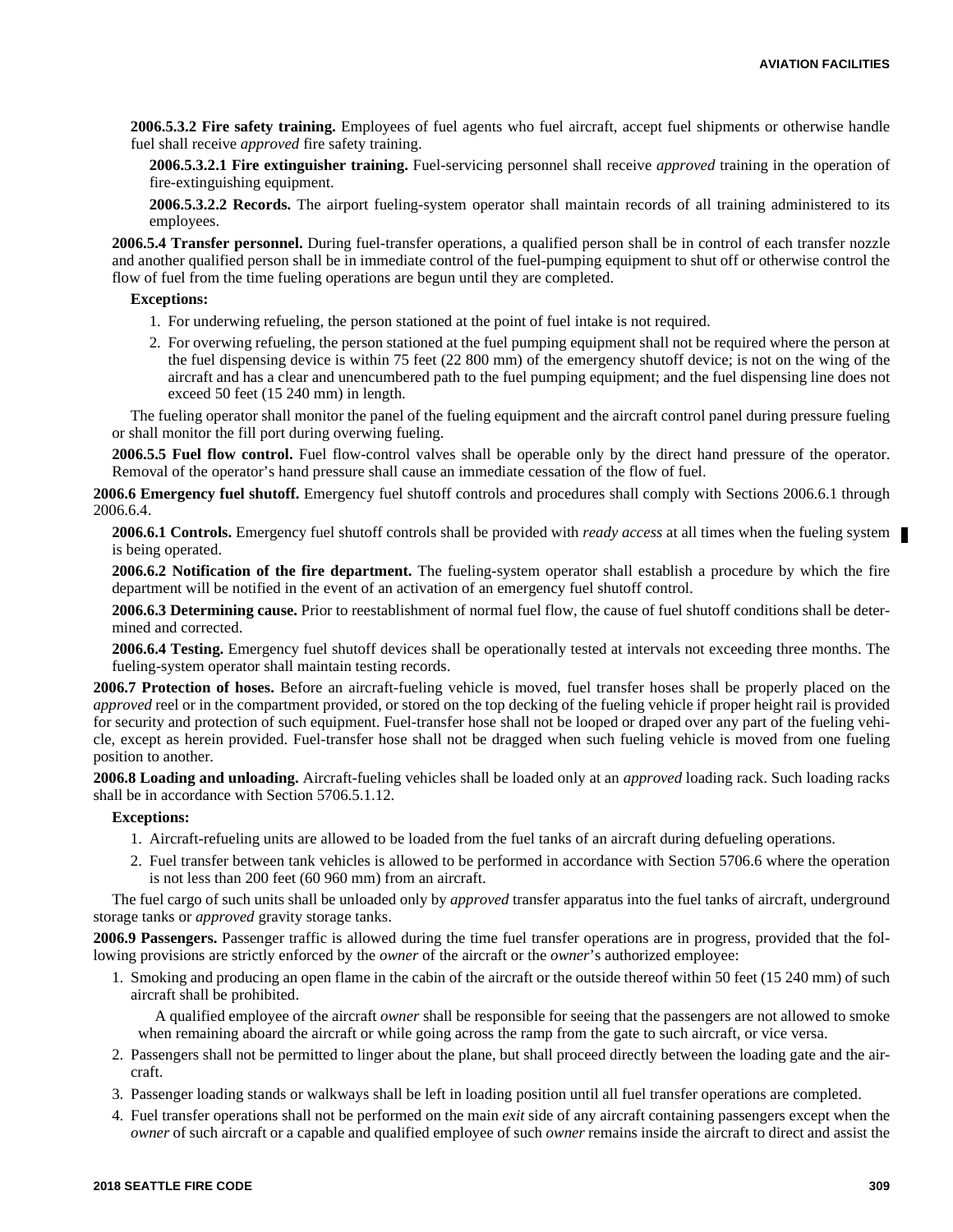**2006.5.3.2 Fire safety training.** Employees of fuel agents who fuel aircraft, accept fuel shipments or otherwise handle fuel shall receive *approved* fire safety training.

**2006.5.3.2.1 Fire extinguisher training.** Fuel-servicing personnel shall receive *approved* training in the operation of fire-extinguishing equipment.

**2006.5.3.2.2 Records.** The airport fueling-system operator shall maintain records of all training administered to its employees.

**2006.5.4 Transfer personnel.** During fuel-transfer operations, a qualified person shall be in control of each transfer nozzle and another qualified person shall be in immediate control of the fuel-pumping equipment to shut off or otherwise control the flow of fuel from the time fueling operations are begun until they are completed.

**Exceptions:**

1. For underwing refueling, the person stationed at the point of fuel intake is not required.
2. For overwing refueling, the person stationed at the fuel pumping equipment shall not be required where the person at the fuel dispensing device is within 75 feet (22 800 mm) of the emergency shutoff device; is not on the wing of the aircraft and has a clear and unencumbered path to the fuel pumping equipment; and the fuel dispensing line does not exceed 50 feet (15 240 mm) in length.

The fueling operator shall monitor the panel of the fueling equipment and the aircraft control panel during pressure fueling or shall monitor the fill port during overwing fueling.

**2006.5.5 Fuel flow control.** Fuel flow-control valves shall be operable only by the direct hand pressure of the operator. Removal of the operator's hand pressure shall cause an immediate cessation of the flow of fuel.

**2006.6 Emergency fuel shutoff.** Emergency fuel shutoff controls and procedures shall comply with Sections 2006.6.1 through 2006.6.4.

**2006.6.1 Controls.** Emergency fuel shutoff controls shall be provided with *ready access* at all times when the fueling system is being operated.

**2006.6.2 Notification of the fire department.** The fueling-system operator shall establish a procedure by which the fire department will be notified in the event of an activation of an emergency fuel shutoff control.

**2006.6.3 Determining cause.** Prior to reestablishment of normal fuel flow, the cause of fuel shutoff conditions shall be determined and corrected.

**2006.6.4 Testing.** Emergency fuel shutoff devices shall be operationally tested at intervals not exceeding three months. The fueling-system operator shall maintain testing records.

**2006.7 Protection of hoses.** Before an aircraft-fueling vehicle is moved, fuel transfer hoses shall be properly placed on the *approved* reel or in the compartment provided, or stored on the top decking of the fueling vehicle if proper height rail is provided for security and protection of such equipment. Fuel-transfer hose shall not be looped or draped over any part of the fueling vehicle, except as herein provided. Fuel-transfer hose shall not be dragged when such fueling vehicle is moved from one fueling position to another.

**2006.8 Loading and unloading.** Aircraft-fueling vehicles shall be loaded only at an *approved* loading rack. Such loading racks shall be in accordance with Section 5706.5.1.12.

**Exceptions:**

1. Aircraft-refueling units are allowed to be loaded from the fuel tanks of an aircraft during defueling operations.
2. Fuel transfer between tank vehicles is allowed to be performed in accordance with Section 5706.6 where the operation is not less than 200 feet (60 960 mm) from an aircraft.

The fuel cargo of such units shall be unloaded only by *approved* transfer apparatus into the fuel tanks of aircraft, underground storage tanks or *approved* gravity storage tanks.

**2006.9 Passengers.** Passenger traffic is allowed during the time fuel transfer operations are in progress, provided that the following provisions are strictly enforced by the *owner* of the aircraft or the *owner*'s authorized employee:

1. Smoking and producing an open flame in the cabin of the aircraft or the outside thereof within 50 feet (15 240 mm) of such aircraft shall be prohibited.

   A qualified employee of the aircraft *owner* shall be responsible for seeing that the passengers are not allowed to smoke when remaining aboard the aircraft or while going across the ramp from the gate to such aircraft, or vice versa.
2. Passengers shall not be permitted to linger about the plane, but shall proceed directly between the loading gate and the aircraft.
3. Passenger loading stands or walkways shall be left in loading position until all fuel transfer operations are completed.
4. Fuel transfer operations shall not be performed on the main *exit* side of any aircraft containing passengers except when the *owner* of such aircraft or a capable and qualified employee of such *owner* remains inside the aircraft to direct and assist the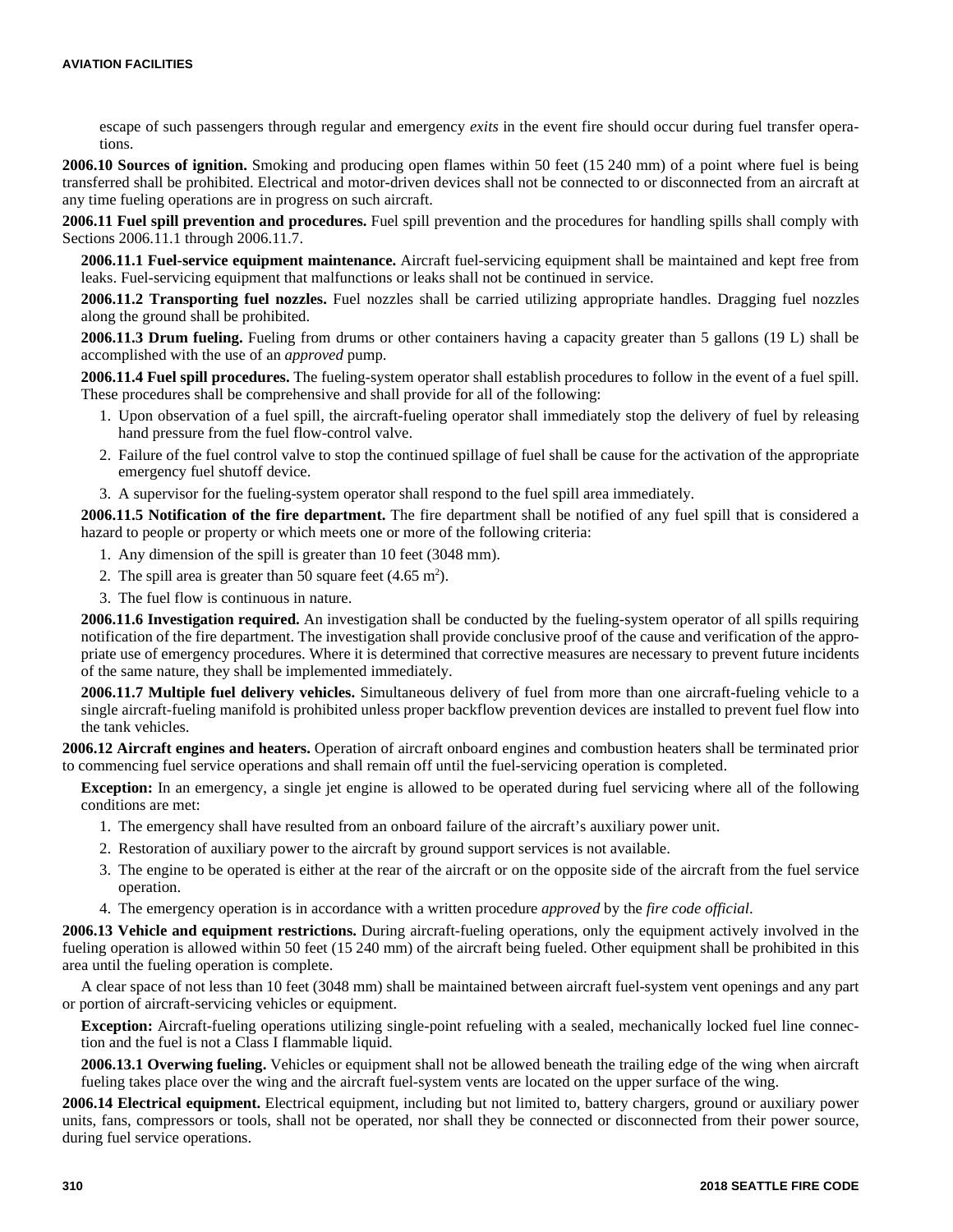escape of such passengers through regular and emergency *exits* in the event fire should occur during fuel transfer operations.

**2006.10 Sources of ignition.** Smoking and producing open flames within 50 feet (15 240 mm) of a point where fuel is being transferred shall be prohibited. Electrical and motor-driven devices shall not be connected to or disconnected from an aircraft at any time fueling operations are in progress on such aircraft.

**2006.11 Fuel spill prevention and procedures.** Fuel spill prevention and the procedures for handling spills shall comply with Sections 2006.11.1 through 2006.11.7.

**2006.11.1 Fuel-service equipment maintenance.** Aircraft fuel-servicing equipment shall be maintained and kept free from leaks. Fuel-servicing equipment that malfunctions or leaks shall not be continued in service.

**2006.11.2 Transporting fuel nozzles.** Fuel nozzles shall be carried utilizing appropriate handles. Dragging fuel nozzles along the ground shall be prohibited.

**2006.11.3 Drum fueling.** Fueling from drums or other containers having a capacity greater than 5 gallons (19 L) shall be accomplished with the use of an *approved* pump.

**2006.11.4 Fuel spill procedures.** The fueling-system operator shall establish procedures to follow in the event of a fuel spill. These procedures shall be comprehensive and shall provide for all of the following:

1. Upon observation of a fuel spill, the aircraft-fueling operator shall immediately stop the delivery of fuel by releasing hand pressure from the fuel flow-control valve.
2. Failure of the fuel control valve to stop the continued spillage of fuel shall be cause for the activation of the appropriate emergency fuel shutoff device.
3. A supervisor for the fueling-system operator shall respond to the fuel spill area immediately.

**2006.11.5 Notification of the fire department.** The fire department shall be notified of any fuel spill that is considered a hazard to people or property or which meets one or more of the following criteria:

1. Any dimension of the spill is greater than 10 feet (3048 mm).
2. The spill area is greater than 50 square feet (4.65 $m^2$).
3. The fuel flow is continuous in nature.

**2006.11.6 Investigation required.** An investigation shall be conducted by the fueling-system operator of all spills requiring notification of the fire department. The investigation shall provide conclusive proof of the cause and verification of the appropriate use of emergency procedures. Where it is determined that corrective measures are necessary to prevent future incidents of the same nature, they shall be implemented immediately.

**2006.11.7 Multiple fuel delivery vehicles.** Simultaneous delivery of fuel from more than one aircraft-fueling vehicle to a single aircraft-fueling manifold is prohibited unless proper backflow prevention devices are installed to prevent fuel flow into the tank vehicles.

**2006.12 Aircraft engines and heaters.** Operation of aircraft onboard engines and combustion heaters shall be terminated prior to commencing fuel service operations and shall remain off until the fuel-servicing operation is completed.

**Exception:** In an emergency, a single jet engine is allowed to be operated during fuel servicing where all of the following conditions are met:

1. The emergency shall have resulted from an onboard failure of the aircraft's auxiliary power unit.
2. Restoration of auxiliary power to the aircraft by ground support services is not available.
3. The engine to be operated is either at the rear of the aircraft or on the opposite side of the aircraft from the fuel service operation.
4. The emergency operation is in accordance with a written procedure *approved* by the *fire code official*.

**2006.13 Vehicle and equipment restrictions.** During aircraft-fueling operations, only the equipment actively involved in the fueling operation is allowed within 50 feet (15 240 mm) of the aircraft being fueled. Other equipment shall be prohibited in this area until the fueling operation is complete.

A clear space of not less than 10 feet (3048 mm) shall be maintained between aircraft fuel-system vent openings and any part or portion of aircraft-servicing vehicles or equipment.

**Exception:** Aircraft-fueling operations utilizing single-point refueling with a sealed, mechanically locked fuel line connection and the fuel is not a Class I flammable liquid.

**2006.13.1 Overwing fueling.** Vehicles or equipment shall not be allowed beneath the trailing edge of the wing when aircraft fueling takes place over the wing and the aircraft fuel-system vents are located on the upper surface of the wing.

**2006.14 Electrical equipment.** Electrical equipment, including but not limited to, battery chargers, ground or auxiliary power units, fans, compressors or tools, shall not be operated, nor shall they be connected or disconnected from their power source, during fuel service operations.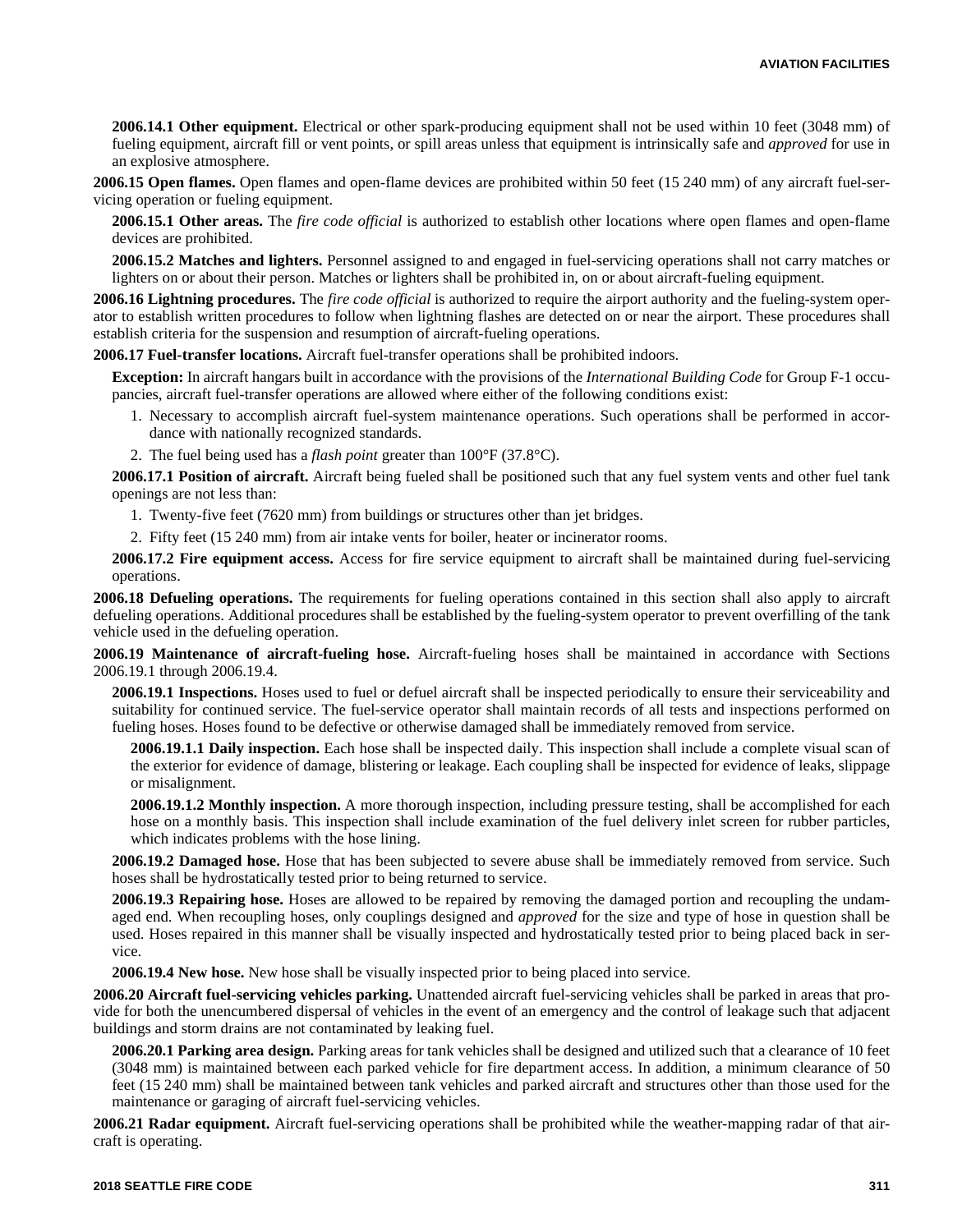**2006.14.1 Other equipment.** Electrical or other spark-producing equipment shall not be used within 10 feet (3048 mm) of fueling equipment, aircraft fill or vent points, or spill areas unless that equipment is intrinsically safe and *approved* for use in an explosive atmosphere.

**2006.15 Open flames.** Open flames and open-flame devices are prohibited within 50 feet (15 240 mm) of any aircraft fuel-servicing operation or fueling equipment.

**2006.15.1 Other areas.** The *fire code official* is authorized to establish other locations where open flames and open-flame devices are prohibited.

**2006.15.2 Matches and lighters.** Personnel assigned to and engaged in fuel-servicing operations shall not carry matches or lighters on or about their person. Matches or lighters shall be prohibited in, on or about aircraft-fueling equipment.

**2006.16 Lightning procedures.** The *fire code official* is authorized to require the airport authority and the fueling-system operator to establish written procedures to follow when lightning flashes are detected on or near the airport. These procedures shall establish criteria for the suspension and resumption of aircraft-fueling operations.

**2006.17 Fuel-transfer locations.** Aircraft fuel-transfer operations shall be prohibited indoors.

**Exception:** In aircraft hangars built in accordance with the provisions of the *International Building Code* for Group F-1 occupancies, aircraft fuel-transfer operations are allowed where either of the following conditions exist:

1. Necessary to accomplish aircraft fuel-system maintenance operations. Such operations shall be performed in accordance with nationally recognized standards.
2. The fuel being used has a *flash point* greater than 100°F (37.8°C).

**2006.17.1 Position of aircraft.** Aircraft being fueled shall be positioned such that any fuel system vents and other fuel tank openings are not less than:

1. Twenty-five feet (7620 mm) from buildings or structures other than jet bridges.
2. Fifty feet (15 240 mm) from air intake vents for boiler, heater or incinerator rooms.

**2006.17.2 Fire equipment access.** Access for fire service equipment to aircraft shall be maintained during fuel-servicing operations.

**2006.18 Defueling operations.** The requirements for fueling operations contained in this section shall also apply to aircraft defueling operations. Additional procedures shall be established by the fueling-system operator to prevent overfilling of the tank vehicle used in the defueling operation.

**2006.19 Maintenance of aircraft-fueling hose.** Aircraft-fueling hoses shall be maintained in accordance with Sections 2006.19.1 through 2006.19.4.

**2006.19.1 Inspections.** Hoses used to fuel or defuel aircraft shall be inspected periodically to ensure their serviceability and suitability for continued service. The fuel-service operator shall maintain records of all tests and inspections performed on fueling hoses. Hoses found to be defective or otherwise damaged shall be immediately removed from service.

**2006.19.1.1 Daily inspection.** Each hose shall be inspected daily. This inspection shall include a complete visual scan of the exterior for evidence of damage, blistering or leakage. Each coupling shall be inspected for evidence of leaks, slippage or misalignment.

**2006.19.1.2 Monthly inspection.** A more thorough inspection, including pressure testing, shall be accomplished for each hose on a monthly basis. This inspection shall include examination of the fuel delivery inlet screen for rubber particles, which indicates problems with the hose lining.

**2006.19.2 Damaged hose.** Hose that has been subjected to severe abuse shall be immediately removed from service. Such hoses shall be hydrostatically tested prior to being returned to service.

**2006.19.3 Repairing hose.** Hoses are allowed to be repaired by removing the damaged portion and recoupling the undamaged end. When recoupling hoses, only couplings designed and *approved* for the size and type of hose in question shall be used. Hoses repaired in this manner shall be visually inspected and hydrostatically tested prior to being placed back in service.

**2006.19.4 New hose.** New hose shall be visually inspected prior to being placed into service.

**2006.20 Aircraft fuel-servicing vehicles parking.** Unattended aircraft fuel-servicing vehicles shall be parked in areas that provide for both the unencumbered dispersal of vehicles in the event of an emergency and the control of leakage such that adjacent buildings and storm drains are not contaminated by leaking fuel.

**2006.20.1 Parking area design.** Parking areas for tank vehicles shall be designed and utilized such that a clearance of 10 feet (3048 mm) is maintained between each parked vehicle for fire department access. In addition, a minimum clearance of 50 feet (15 240 mm) shall be maintained between tank vehicles and parked aircraft and structures other than those used for the maintenance or garaging of aircraft fuel-servicing vehicles.

**2006.21 Radar equipment.** Aircraft fuel-servicing operations shall be prohibited while the weather-mapping radar of that aircraft is operating.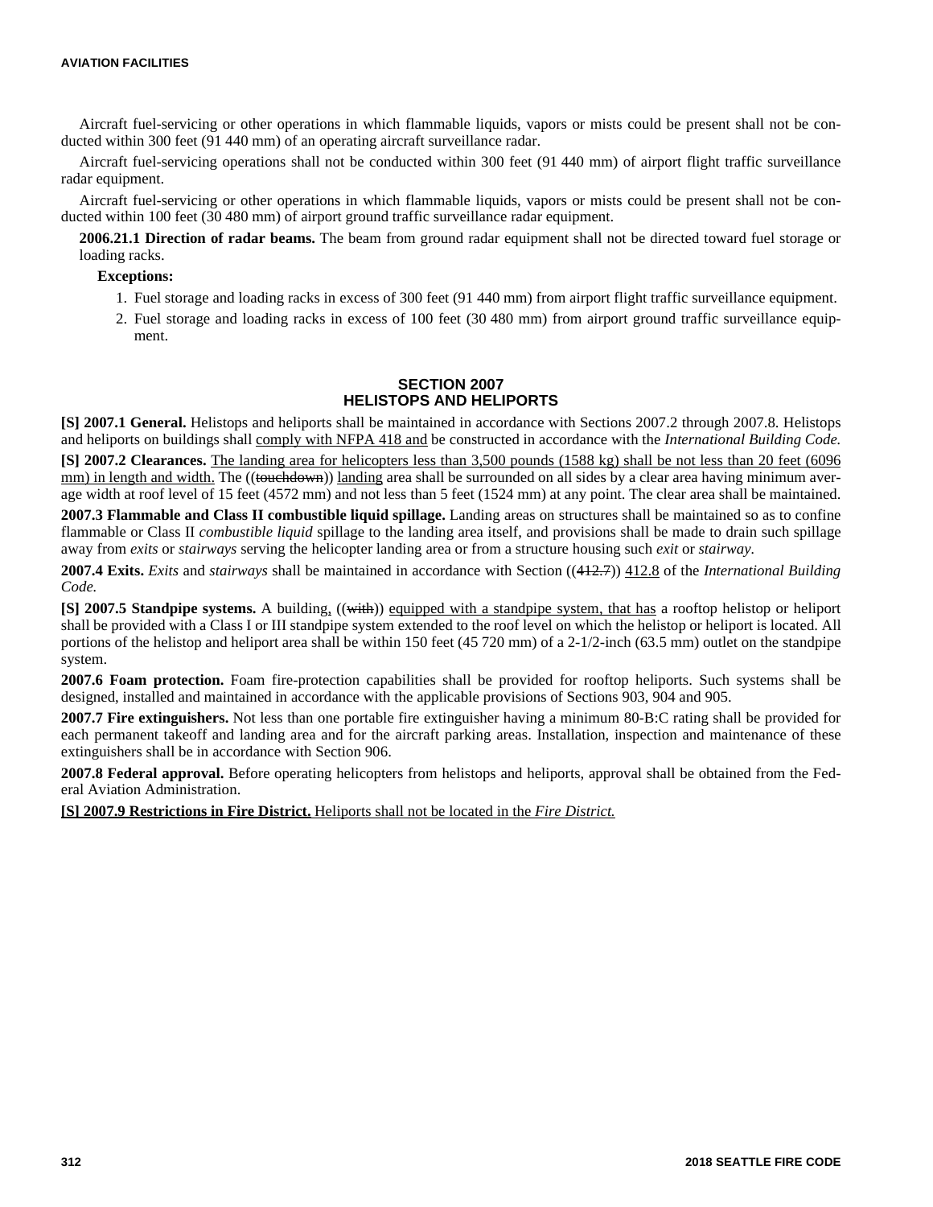Aircraft fuel-servicing or other operations in which flammable liquids, vapors or mists could be present shall not be conducted within 300 feet (91 440 mm) of an operating aircraft surveillance radar.

Aircraft fuel-servicing operations shall not be conducted within 300 feet (91 440 mm) of airport flight traffic surveillance radar equipment.

Aircraft fuel-servicing or other operations in which flammable liquids, vapors or mists could be present shall not be conducted within 100 feet (30 480 mm) of airport ground traffic surveillance radar equipment.

**2006.21.1 Direction of radar beams.** The beam from ground radar equipment shall not be directed toward fuel storage or loading racks.

**Exceptions:**

1. Fuel storage and loading racks in excess of 300 feet (91 440 mm) from airport flight traffic surveillance equipment.
2. Fuel storage and loading racks in excess of 100 feet (30 480 mm) from airport ground traffic surveillance equipment.

## SECTION 2007 HELISTOPS AND HELIPORTS

**[S] 2007.1 General.** Helistops and heliports shall be maintained in accordance with Sections 2007.2 through 2007.8. Helistops and heliports on buildings shall comply with NFPA 418 and be constructed in accordance with the *International Building Code.*

**[S] 2007.2 Clearances.** The landing area for helicopters less than 3,500 pounds (1588 kg) shall be not less than 20 feet (6096 mm) in length and width. The ((~~touchdown~~)) landing area shall be surrounded on all sides by a clear area having minimum average width at roof level of 15 feet (4572 mm) and not less than 5 feet (1524 mm) at any point. The clear area shall be maintained.

**2007.3 Flammable and Class II combustible liquid spillage.** Landing areas on structures shall be maintained so as to confine flammable or Class II *combustible liquid* spillage to the landing area itself, and provisions shall be made to drain such spillage away from *exits* or *stairways* serving the helicopter landing area or from a structure housing such *exit* or *stairway.*

**2007.4 Exits.** *Exits* and *stairways* shall be maintained in accordance with Section ((~~412.7~~)) 412.8 of the *International Building Code.*

**[S] 2007.5 Standpipe systems.** A building, ((~~with~~)) equipped with a standpipe system, that has a rooftop helistop or heliport shall be provided with a Class I or III standpipe system extended to the roof level on which the helistop or heliport is located. All portions of the helistop and heliport area shall be within 150 feet (45 720 mm) of a 2-1/2-inch (63.5 mm) outlet on the standpipe system.

**2007.6 Foam protection.** Foam fire-protection capabilities shall be provided for rooftop heliports. Such systems shall be designed, installed and maintained in accordance with the applicable provisions of Sections 903, 904 and 905.

**2007.7 Fire extinguishers.** Not less than one portable fire extinguisher having a minimum 80-B:C rating shall be provided for each permanent takeoff and landing area and for the aircraft parking areas. Installation, inspection and maintenance of these extinguishers shall be in accordance with Section 906.

**2007.8 Federal approval.** Before operating helicopters from helistops and heliports, approval shall be obtained from the Federal Aviation Administration.

**[S] 2007.9 Restrictions in Fire District.** Heliports shall not be located in the *Fire District.*